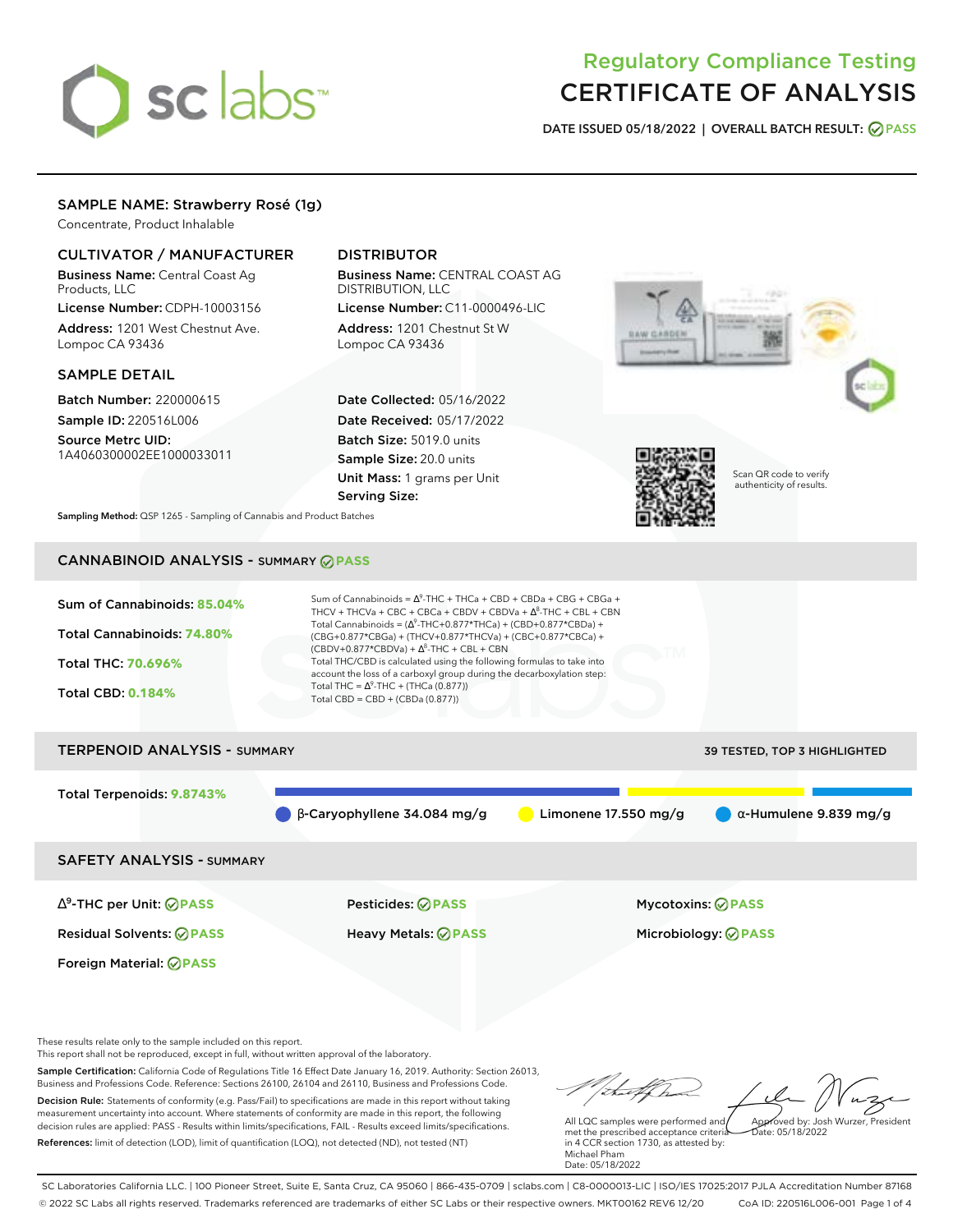# Regulatory Compliance Testing
# CERTIFICATE OF ANALYSIS

**DATE ISSUED** 05/18/2022 | **OVERALL BATCH RESULT:** PASS

## SAMPLE NAME: Strawberry Rosé (1g)

Concentrate, Product Inhalable

### CULTIVATOR / MANUFACTURER

**Business Name:** Central Coast Ag Products, LLC

**License Number:** CDPH-10003156

**Address:** 1201 West Chestnut Ave. Lompoc CA 93436

### DISTRIBUTOR

**Business Name:** CENTRAL COAST AG DISTRIBUTION, LLC

**License Number:** C11-0000496-LIC

**Address:** 1201 Chestnut St W Lompoc CA 93436

### SAMPLE DETAIL

**Batch Number:** 220000615

**Sample ID:** 220516L006

**Source Metrc UID:** 1A4060300002EE1000033011

**Date Collected:** 05/16/2022

**Date Received:** 05/17/2022

**Batch Size:** 5019.0 units

**Sample Size:** 20.0 units

**Unit Mass:** 1 grams per Unit

**Serving Size:**

Scan QR code to verify authenticity of results.

**Sampling Method:** QSP 1265 - Sampling of Cannabis and Product Batches

## CANNABINOID ANALYSIS - SUMMARY PASS

**Sum of Cannabinoids:** 85.04%

**Total Cannabinoids:** 74.80%

**Total THC:** 70.696%

**Total CBD:** 0.184%

Sum of Cannabinoids = $\Delta^9$-THC + THCa + CBD + CBDa + CBG + CBGa + THCV + THCVa + CBC + CBCa + CBDV + CBDVa + $\Delta^8$-THC + CBL + CBN

Total Cannabinoids = ($\Delta^9$-THC+0.877*THCa) + (CBD+0.877*CBDa) + (CBG+0.877*CBGa) + (THCV+0.877*THCVa) + (CBC+0.877*CBCa) + (CBDV+0.877*CBDVa) + $\Delta^8$-THC + CBL + CBN

Total THC/CBD is calculated using the following formulas to take into account the loss of a carboxyl group during the decarboxylation step:

Total THC = $\Delta^9$-THC + (THCa (0.877))

Total CBD = CBD + (CBDa (0.877))

## TERPENOID ANALYSIS - SUMMARY

39 TESTED, TOP 3 HIGHLIGHTED

**Total Terpenoids:** 9.8743%

β-Caryophyllene 34.084 mg/g | Limonene 17.550 mg/g | α-Humulene 9.839 mg/g

## SAFETY ANALYSIS - SUMMARY

| | | |
|---|---|---|
| $\Delta^9$-THC per Unit: PASS | Pesticides: PASS | Mycotoxins: PASS |
| Residual Solvents: PASS | Heavy Metals: PASS | Microbiology: PASS |
| Foreign Material: PASS | | |

These results relate only to the sample included on this report.
This report shall not be reproduced, except in full, without written approval of the laboratory.

**Sample Certification:** California Code of Regulations Title 16 Effect Date January 16, 2019. Authority: Section 26013, Business and Professions Code. Reference: Sections 26100, 26104 and 26110, Business and Professions Code.

**Decision Rule:** Statements of conformity (e.g. Pass/Fail) to specifications are made in this report without taking measurement uncertainty into account. Where statements of conformity are made in this report, the following decision rules are applied: PASS - Results within limits/specifications, FAIL - Results exceed limits/specifications.

**References:** limit of detection (LOD), limit of quantification (LOQ), not detected (ND), not tested (NT)

All LQC samples were performed and met the prescribed acceptance criteria in 4 CCR section 1730, as attested by: Michael Pham
Date: 05/18/2022

Approved by: Josh Wurzer, President
Date: 05/18/2022

SC Laboratories California LLC. | 100 Pioneer Street, Suite E, Santa Cruz, CA 95060 | 866-435-0709 | sclabs.com | C8-0000013-LIC | ISO/IES 17025:2017 PJLA Accreditation Number 87168
© 2022 SC Labs all rights reserved. Trademarks referenced are trademarks of either SC Labs or their respective owners. MKT00162 REV6 12/20 CoA ID: 220516L006-001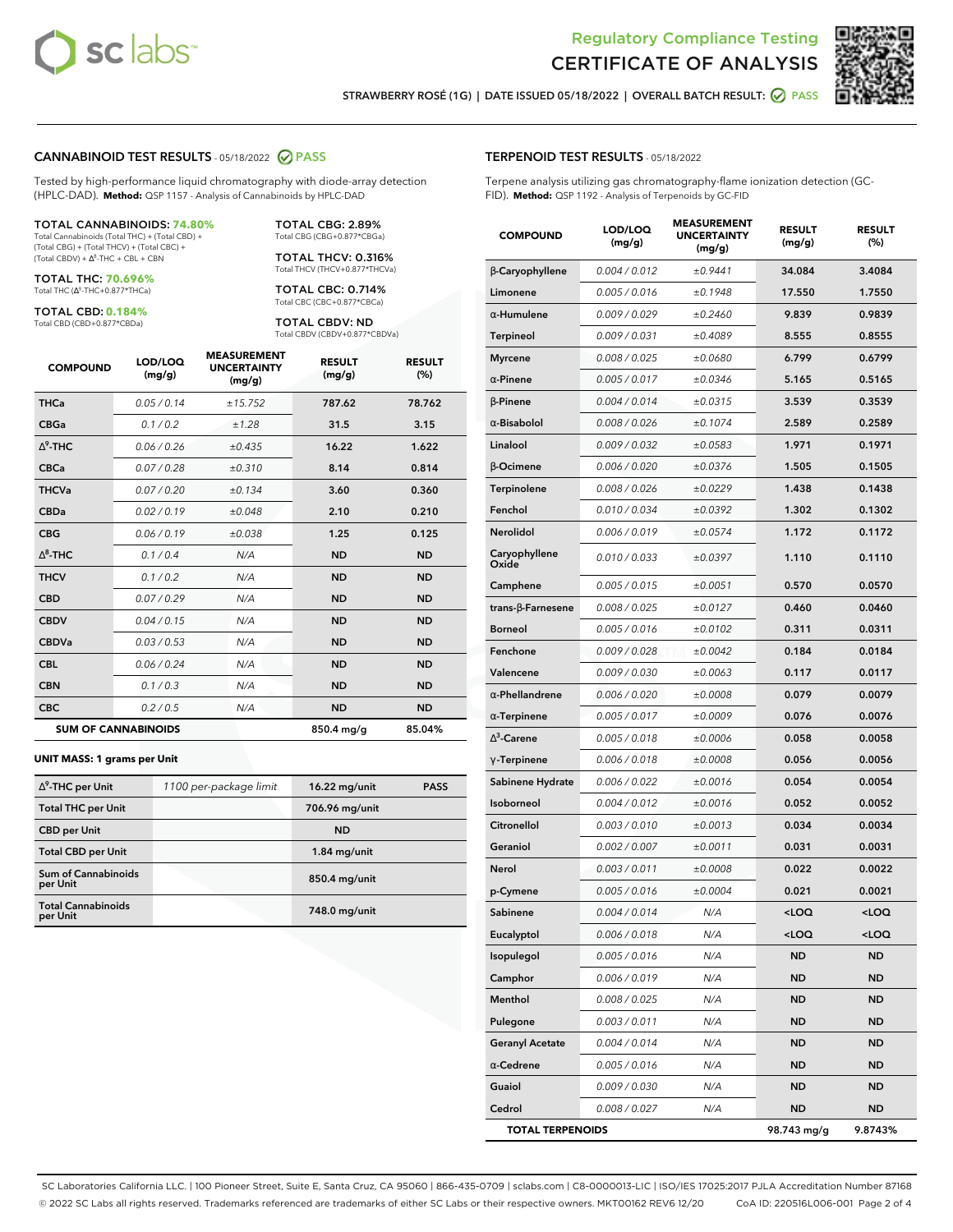Regulatory Compliance Testing
CERTIFICATE OF ANALYSIS

STRAWBERRY ROSÉ (1G) | DATE ISSUED 05/18/2022 | OVERALL BATCH RESULT: PASS

## CANNABINOID TEST RESULTS - 05/18/2022 PASS

Tested by high-performance liquid chromatography with diode-array detection (HPLC-DAD). **Method:** QSP 1157 - Analysis of Cannabinoids by HPLC-DAD

**TOTAL CANNABINOIDS: 74.80%**
Total Cannabinoids (Total THC) + (Total CBD) + (Total CBG) + (Total THCV) + (Total CBC) + (Total CBDV) + $\Delta^8$-THC + CBL + CBN

**TOTAL THC: 70.696%**
Total THC ($\Delta^9$-THC+0.877*THCa)

**TOTAL CBD: 0.184%**
Total CBD (CBD+0.877*CBDa)

**TOTAL CBG: 2.89%**
Total CBG (CBG+0.877*CBGa)

**TOTAL THCV: 0.316%**
Total THCV (THCV+0.877*THCVa)

**TOTAL CBC: 0.714%**
Total CBC (CBC+0.877*CBCa)

**TOTAL CBDV: ND**
Total CBDV (CBDV+0.877*CBDVa)

| COMPOUND | LOD/LOQ (mg/g) | MEASUREMENT UNCERTAINTY (mg/g) | RESULT (mg/g) | RESULT (%) |
|---|---|---|---|---|
| THCa | 0.05 / 0.14 | ±15.752 | 787.62 | 78.762 |
| CBGa | 0.1 / 0.2 | ±1.28 | 31.5 | 3.15 |
| $\Delta^9$-THC | 0.06 / 0.26 | ±0.435 | 16.22 | 1.622 |
| CBCa | 0.07 / 0.28 | ±0.310 | 8.14 | 0.814 |
| THCVa | 0.07 / 0.20 | ±0.134 | 3.60 | 0.360 |
| CBDa | 0.02 / 0.19 | ±0.048 | 2.10 | 0.210 |
| CBG | 0.06 / 0.19 | ±0.038 | 1.25 | 0.125 |
| $\Delta^8$-THC | 0.1 / 0.4 | N/A | ND | ND |
| THCV | 0.1 / 0.2 | N/A | ND | ND |
| CBD | 0.07 / 0.29 | N/A | ND | ND |
| CBDV | 0.04 / 0.15 | N/A | ND | ND |
| CBDVa | 0.03 / 0.53 | N/A | ND | ND |
| CBL | 0.06 / 0.24 | N/A | ND | ND |
| CBN | 0.1 / 0.3 | N/A | ND | ND |
| CBC | 0.2 / 0.5 | N/A | ND | ND |
| **SUM OF CANNABINOIDS** | | | 850.4 mg/g | 85.04% |

**UNIT MASS: 1 grams per Unit**

| | | | |
|---|---|---|---|
| $\Delta^9$-THC per Unit | 1100 per-package limit | 16.22 mg/unit | PASS |
| Total THC per Unit | | 706.96 mg/unit | |
| CBD per Unit | | ND | |
| Total CBD per Unit | | 1.84 mg/unit | |
| Sum of Cannabinoids per Unit | | 850.4 mg/unit | |
| Total Cannabinoids per Unit | | 748.0 mg/unit | |

## TERPENOID TEST RESULTS - 05/18/2022

Terpene analysis utilizing gas chromatography-flame ionization detection (GC-FID). **Method:** QSP 1192 - Analysis of Terpenoids by GC-FID

| COMPOUND | LOD/LOQ (mg/g) | MEASUREMENT UNCERTAINTY (mg/g) | RESULT (mg/g) | RESULT (%) |
|---|---|---|---|---|
| β-Caryophyllene | 0.004 / 0.012 | ±0.9441 | 34.084 | 3.4084 |
| Limonene | 0.005 / 0.016 | ±0.1948 | 17.550 | 1.7550 |
| α-Humulene | 0.009 / 0.029 | ±0.2460 | 9.839 | 0.9839 |
| Terpineol | 0.009 / 0.031 | ±0.4089 | 8.555 | 0.8555 |
| Myrcene | 0.008 / 0.025 | ±0.0680 | 6.799 | 0.6799 |
| α-Pinene | 0.005 / 0.017 | ±0.0346 | 5.165 | 0.5165 |
| β-Pinene | 0.004 / 0.014 | ±0.0315 | 3.539 | 0.3539 |
| α-Bisabolol | 0.008 / 0.026 | ±0.1074 | 2.589 | 0.2589 |
| Linalool | 0.009 / 0.032 | ±0.0583 | 1.971 | 0.1971 |
| β-Ocimene | 0.006 / 0.020 | ±0.0376 | 1.505 | 0.1505 |
| Terpinolene | 0.008 / 0.026 | ±0.0229 | 1.438 | 0.1438 |
| Fenchol | 0.010 / 0.034 | ±0.0392 | 1.302 | 0.1302 |
| Nerolidol | 0.006 / 0.019 | ±0.0574 | 1.172 | 0.1172 |
| Caryophyllene Oxide | 0.010 / 0.033 | ±0.0397 | 1.110 | 0.1110 |
| Camphene | 0.005 / 0.015 | ±0.0051 | 0.570 | 0.0570 |
| trans-β-Farnesene | 0.008 / 0.025 | ±0.0127 | 0.460 | 0.0460 |
| Borneol | 0.005 / 0.016 | ±0.0102 | 0.311 | 0.0311 |
| Fenchone | 0.009 / 0.028 | ±0.0042 | 0.184 | 0.0184 |
| Valencene | 0.009 / 0.030 | ±0.0063 | 0.117 | 0.0117 |
| α-Phellandrene | 0.006 / 0.020 | ±0.0008 | 0.079 | 0.0079 |
| α-Terpinene | 0.005 / 0.017 | ±0.0009 | 0.076 | 0.0076 |
| $\Delta^3$-Carene | 0.005 / 0.018 | ±0.0006 | 0.058 | 0.0058 |
| γ-Terpinene | 0.006 / 0.018 | ±0.0008 | 0.056 | 0.0056 |
| Sabinene Hydrate | 0.006 / 0.022 | ±0.0016 | 0.054 | 0.0054 |
| Isoborneol | 0.004 / 0.012 | ±0.0016 | 0.052 | 0.0052 |
| Citronellol | 0.003 / 0.010 | ±0.0013 | 0.034 | 0.0034 |
| Geraniol | 0.002 / 0.007 | ±0.0011 | 0.031 | 0.0031 |
| Nerol | 0.003 / 0.011 | ±0.0008 | 0.022 | 0.0022 |
| p-Cymene | 0.005 / 0.016 | ±0.0004 | 0.021 | 0.0021 |
| Sabinene | 0.004 / 0.014 | N/A | <LOQ | <LOQ |
| Eucalyptol | 0.006 / 0.018 | N/A | <LOQ | <LOQ |
| Isopulegol | 0.005 / 0.016 | N/A | ND | ND |
| Camphor | 0.006 / 0.019 | N/A | ND | ND |
| Menthol | 0.008 / 0.025 | N/A | ND | ND |
| Pulegone | 0.003 / 0.011 | N/A | ND | ND |
| Geranyl Acetate | 0.004 / 0.014 | N/A | ND | ND |
| α-Cedrene | 0.005 / 0.016 | N/A | ND | ND |
| Guaiol | 0.009 / 0.030 | N/A | ND | ND |
| Cedrol | 0.008 / 0.027 | N/A | ND | ND |
| **TOTAL TERPENOIDS** | | | 98.743 mg/g | 9.8743% |

SC Laboratories California LLC. | 100 Pioneer Street, Suite E, Santa Cruz, CA 95060 | 866-435-0709 | sclabs.com | C8-0000013-LIC | ISO/IES 17025:2017 PJLA Accreditation Number 87168
© 2022 SC Labs all rights reserved. Trademarks referenced are trademarks of either SC Labs or their respective owners. MKT00162 REV6 12/20 CoA ID: 220516L006-001